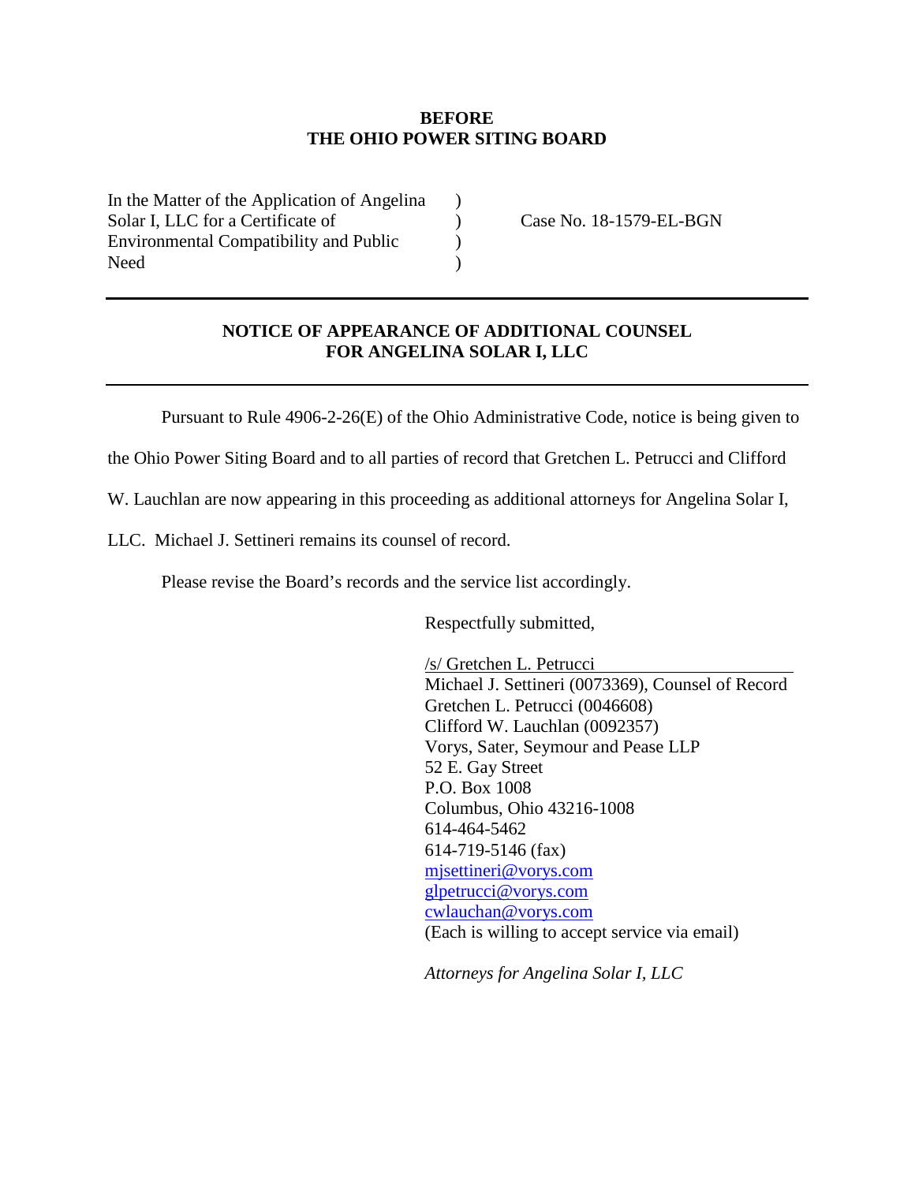**BEFORE**
**THE OHIO POWER SITING BOARD**

In the Matter of the Application of Angelina Solar I, LLC for a Certificate of Environmental Compatibility and Public Need ) ) ) ) Case No. 18-1579-EL-BGN

---

**NOTICE OF APPEARANCE OF ADDITIONAL COUNSEL**
**FOR ANGELINA SOLAR I, LLC**

---

Pursuant to Rule 4906-2-26(E) of the Ohio Administrative Code, notice is being given to the Ohio Power Siting Board and to all parties of record that Gretchen L. Petrucci and Clifford W. Lauchlan are now appearing in this proceeding as additional attorneys for Angelina Solar I, LLC. Michael J. Settineri remains its counsel of record.

Please revise the Board's records and the service list accordingly.

Respectfully submitted,

/s/ Gretchen L. Petrucci
Michael J. Settineri (0073369), Counsel of Record
Gretchen L. Petrucci (0046608)
Clifford W. Lauchlan (0092357)
Vorys, Sater, Seymour and Pease LLP
52 E. Gay Street
P.O. Box 1008
Columbus, Ohio 43216-1008
614-464-5462
614-719-5146 (fax)
mjsettineri@vorys.com
glpetrucci@vorys.com
cwlauchan@vorys.com
(Each is willing to accept service via email)

*Attorneys for Angelina Solar I, LLC*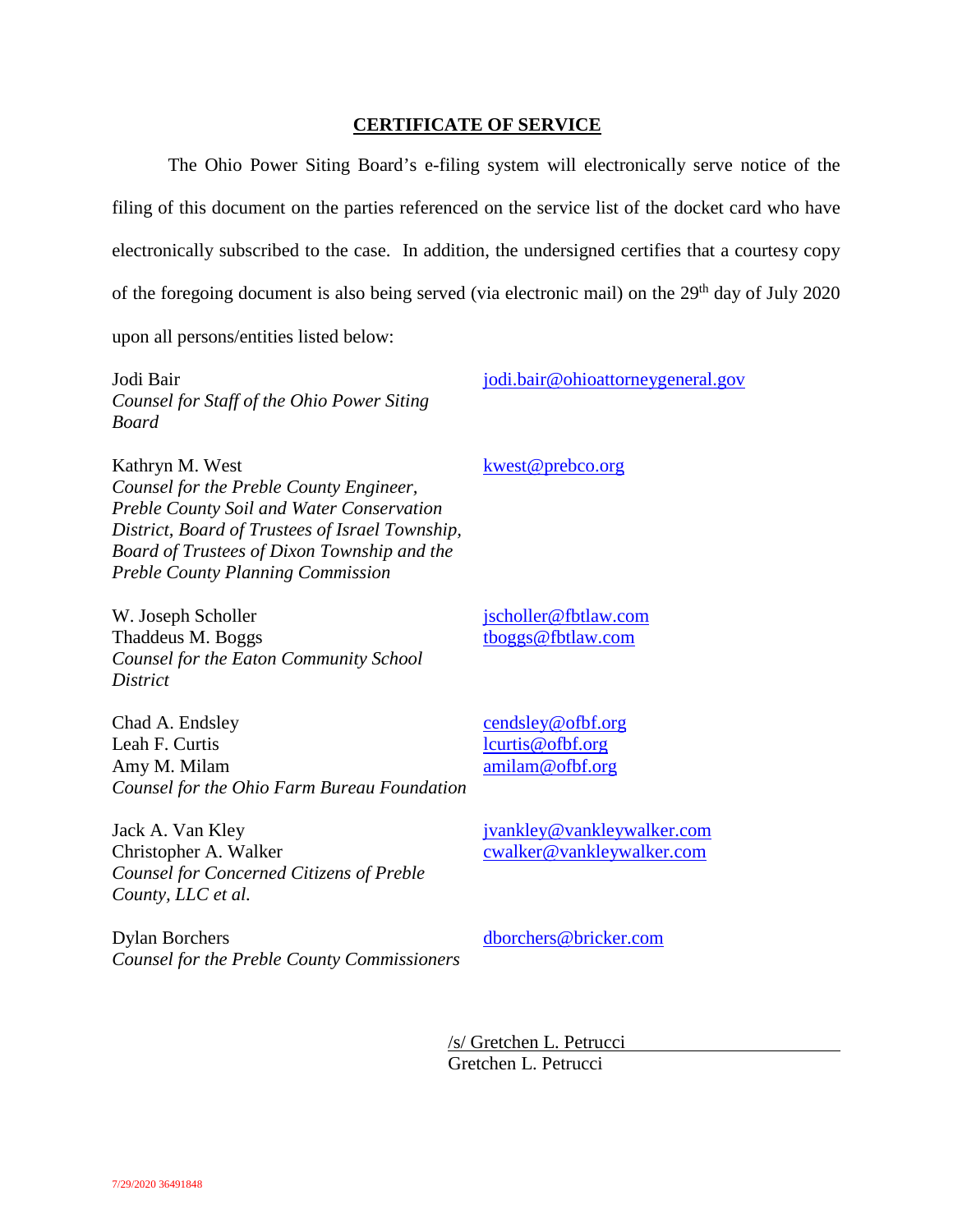## CERTIFICATE OF SERVICE

The Ohio Power Siting Board's e-filing system will electronically serve notice of the filing of this document on the parties referenced on the service list of the docket card who have electronically subscribed to the case. In addition, the undersigned certifies that a courtesy copy of the foregoing document is also being served (via electronic mail) on the 29th day of July 2020 upon all persons/entities listed below:

Jodi Bair
*Counsel for Staff of the Ohio Power Siting Board*
jodi.bair@ohioattorneygeneral.gov

Kathryn M. West
*Counsel for the Preble County Engineer, Preble County Soil and Water Conservation District, Board of Trustees of Israel Township, Board of Trustees of Dixon Township and the Preble County Planning Commission*
kwest@prebco.org

W. Joseph Scholler
Thaddeus M. Boggs
*Counsel for the Eaton Community School District*
jscholler@fbtlaw.com
tboggs@fbtlaw.com

Chad A. Endsley
Leah F. Curtis
Amy M. Milam
*Counsel for the Ohio Farm Bureau Foundation*
cendsley@ofbf.org
lcurtis@ofbf.org
amilam@ofbf.org

Jack A. Van Kley
Christopher A. Walker
*Counsel for Concerned Citizens of Preble County, LLC et al.*
jvankley@vankleywalker.com
cwalker@vankleywalker.com

Dylan Borchers
*Counsel for the Preble County Commissioners*
dborchers@bricker.com

/s/ Gretchen L. Petrucci
Gretchen L. Petrucci

7/29/2020 36491848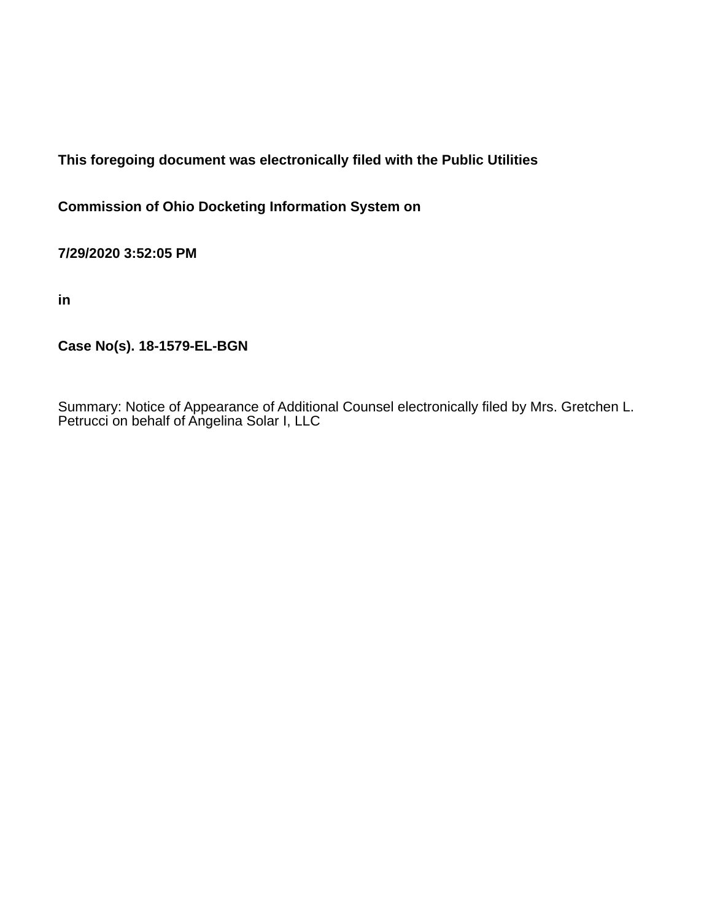**This foregoing document was electronically filed with the Public Utilities**

**Commission of Ohio Docketing Information System on**

**7/29/2020 3:52:05 PM**

**in**

**Case No(s). 18-1579-EL-BGN**

Summary: Notice of Appearance of Additional Counsel electronically filed by Mrs. Gretchen L. Petrucci on behalf of Angelina Solar I, LLC